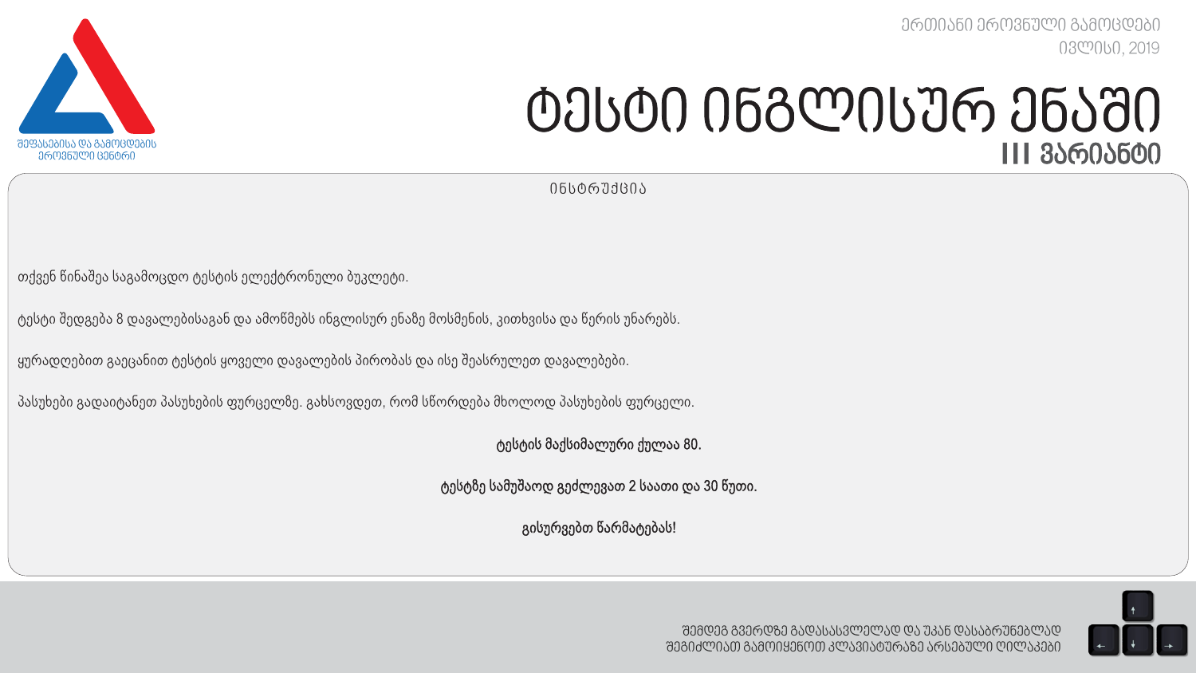შეფასებისა და გამოცდების ეროვნული ცენტრი

ერთიანი ეროვნული გამოცდები
ივლისი, 2019

# ტესტი ინგლისურ ენაში
## III ვარიანტი

ინსტრუქცია

თქვენ წინაშეა საგამოცდო ტესტის ელექტრონული ბუკლეტი.

ტესტი შედგება 8 დავალებისაგან და ამოწმებს ინგლისურ ენაზე მოსმენის, კითხვისა და წერის უნარებს.

ყურადღებით გაეცანით ტესტის ყოველი დავალების პირობას და ისე შეასრულეთ დავალებები.

პასუხები გადაიტანეთ პასუხების ფურცელზე. გახსოვდეთ, რომ სწორდება მხოლოდ პასუხების ფურცელი.

**ტესტის მაქსიმალური ქულაა 80.**

**ტესტზე სამუშაოდ გეძლევათ 2 საათი და 30 წუთი.**

**გისურვებთ წარმატებას!**

შემდეგ გვერდზე გადასასვლელად და უკან დასაბრუნებლად შეგიძლიათ გამოიყენოთ კლავიატურაზე არსებული ღილაკები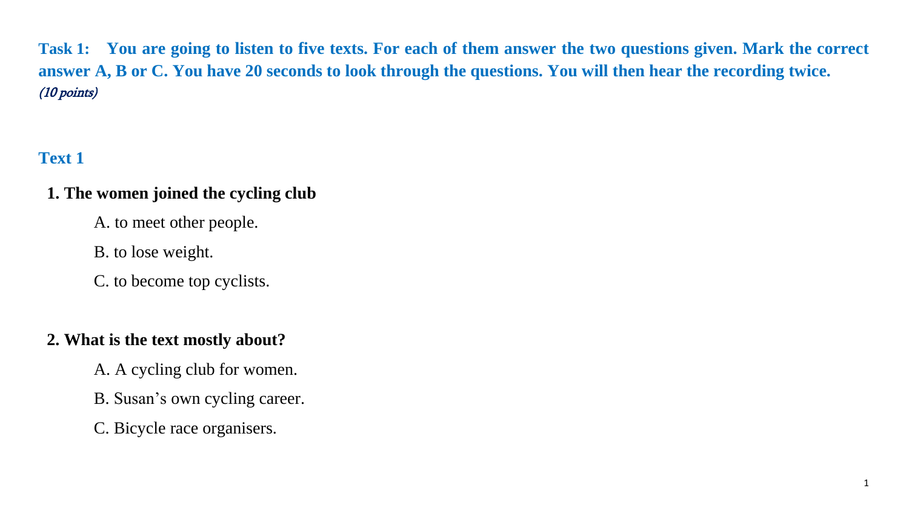**Task 1: You are going to listen to five texts. For each of them answer the two questions given. Mark the correct answer A, B or C. You have 20 seconds to look through the questions. You will then hear the recording twice.** *(10 points)*

### Text 1

**1. The women joined the cycling club**

A. to meet other people.

B. to lose weight.

C. to become top cyclists.

**2. What is the text mostly about?**

A. A cycling club for women.

B. Susan's own cycling career.

C. Bicycle race organisers.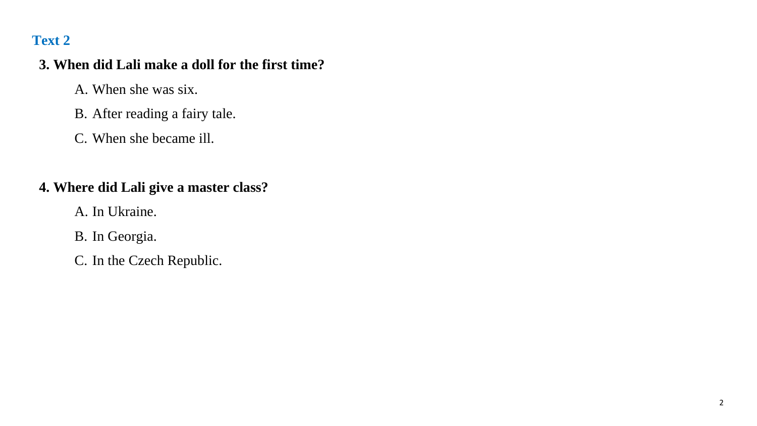## Text 2

**3. When did Lali make a doll for the first time?**

A. When she was six.

B. After reading a fairy tale.

C. When she became ill.

**4. Where did Lali give a master class?**

A. In Ukraine.

B. In Georgia.

C. In the Czech Republic.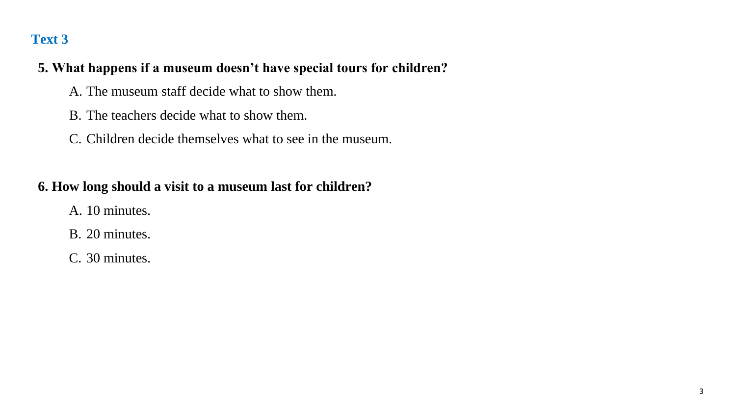## Text 3

**5. What happens if a museum doesn't have special tours for children?**

A. The museum staff decide what to show them.

B. The teachers decide what to show them.

C. Children decide themselves what to see in the museum.

**6. How long should a visit to a museum last for children?**

A. 10 minutes.

B. 20 minutes.

C. 30 minutes.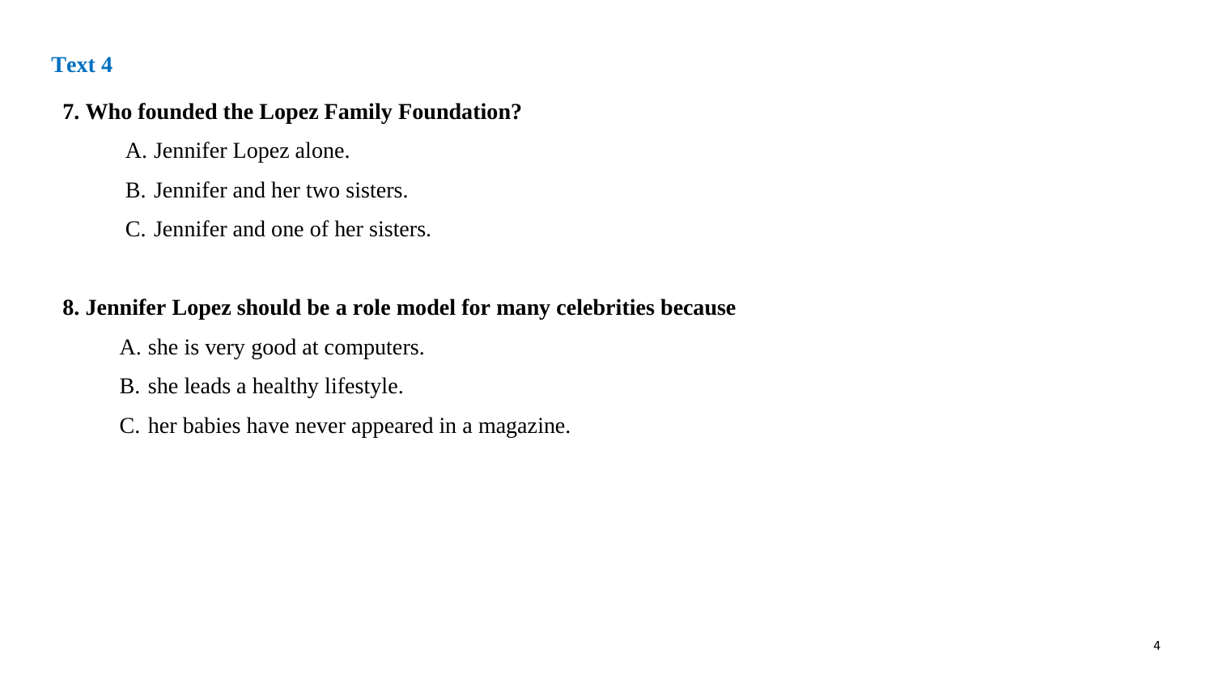## Text 4

**7. Who founded the Lopez Family Foundation?**

A. Jennifer Lopez alone.

B. Jennifer and her two sisters.

C. Jennifer and one of her sisters.

**8. Jennifer Lopez should be a role model for many celebrities because**

A. she is very good at computers.

B. she leads a healthy lifestyle.

C. her babies have never appeared in a magazine.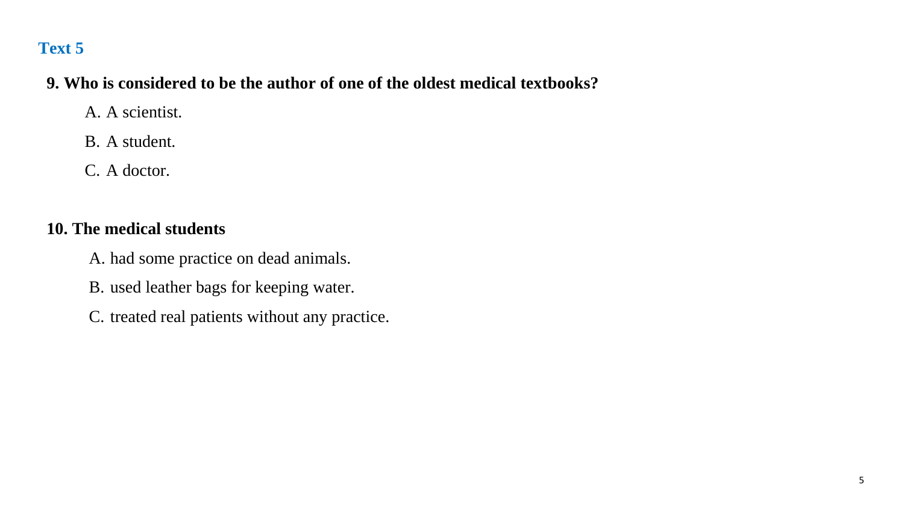## Text 5

**9. Who is considered to be the author of one of the oldest medical textbooks?**

A. A scientist.

B. A student.

C. A doctor.

**10. The medical students**

A. had some practice on dead animals.

B. used leather bags for keeping water.

C. treated real patients without any practice.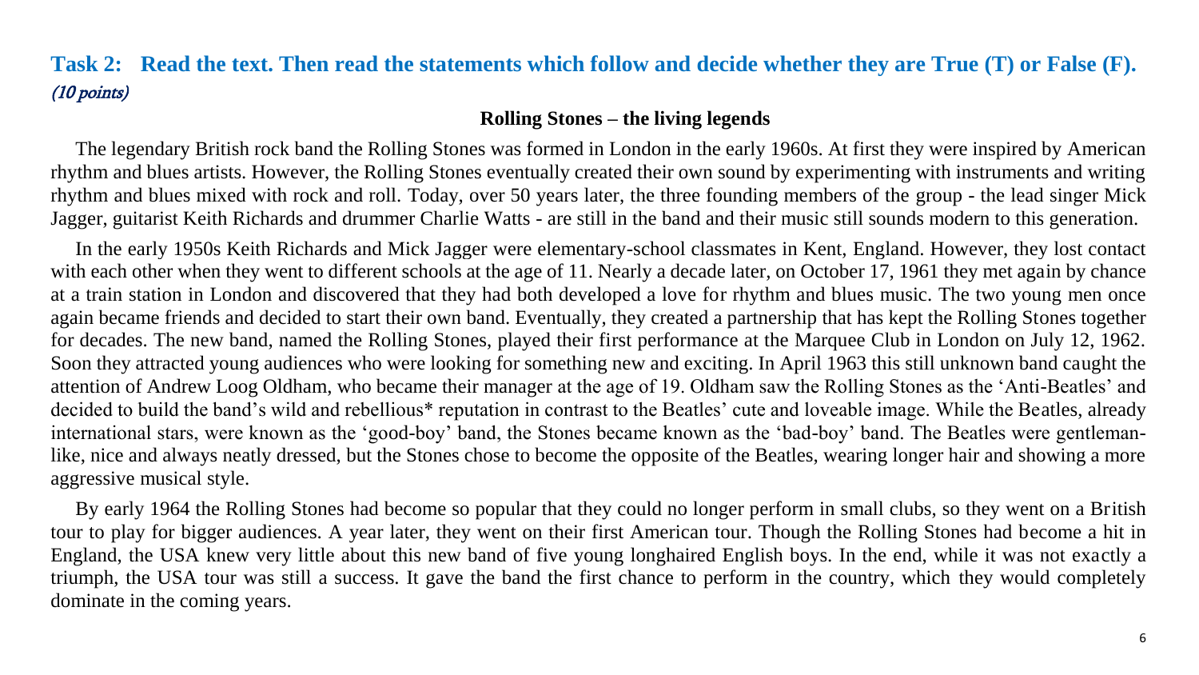## Task 2: Read the text. Then read the statements which follow and decide whether they are True (T) or False (F).

*(10 points)*

### Rolling Stones – the living legends

The legendary British rock band the Rolling Stones was formed in London in the early 1960s. At first they were inspired by American rhythm and blues artists. However, the Rolling Stones eventually created their own sound by experimenting with instruments and writing rhythm and blues mixed with rock and roll. Today, over 50 years later, the three founding members of the group - the lead singer Mick Jagger, guitarist Keith Richards and drummer Charlie Watts - are still in the band and their music still sounds modern to this generation.

In the early 1950s Keith Richards and Mick Jagger were elementary-school classmates in Kent, England. However, they lost contact with each other when they went to different schools at the age of 11. Nearly a decade later, on October 17, 1961 they met again by chance at a train station in London and discovered that they had both developed a love for rhythm and blues music. The two young men once again became friends and decided to start their own band. Eventually, they created a partnership that has kept the Rolling Stones together for decades. The new band, named the Rolling Stones, played their first performance at the Marquee Club in London on July 12, 1962. Soon they attracted young audiences who were looking for something new and exciting. In April 1963 this still unknown band caught the attention of Andrew Loog Oldham, who became their manager at the age of 19. Oldham saw the Rolling Stones as the 'Anti-Beatles' and decided to build the band's wild and rebellious* reputation in contrast to the Beatles' cute and loveable image. While the Beatles, already international stars, were known as the 'good-boy' band, the Stones became known as the 'bad-boy' band. The Beatles were gentleman-like, nice and always neatly dressed, but the Stones chose to become the opposite of the Beatles, wearing longer hair and showing a more aggressive musical style.

By early 1964 the Rolling Stones had become so popular that they could no longer perform in small clubs, so they went on a British tour to play for bigger audiences. A year later, they went on their first American tour. Though the Rolling Stones had become a hit in England, the USA knew very little about this new band of five young longhaired English boys. In the end, while it was not exactly a triumph, the USA tour was still a success. It gave the band the first chance to perform in the country, which they would completely dominate in the coming years.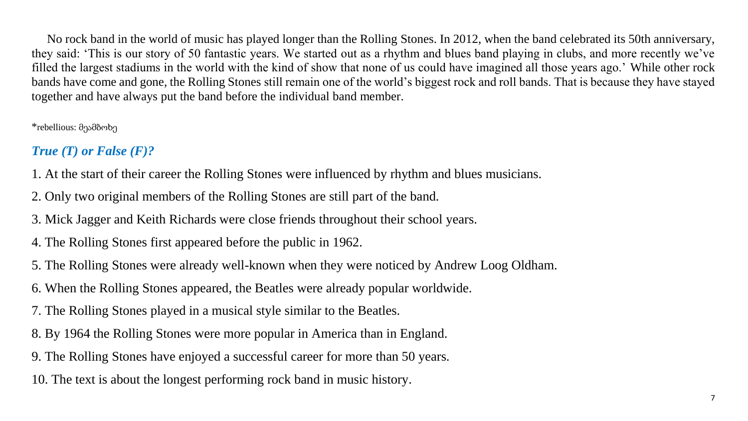No rock band in the world of music has played longer than the Rolling Stones. In 2012, when the band celebrated its 50th anniversary, they said: 'This is our story of 50 fantastic years. We started out as a rhythm and blues band playing in clubs, and more recently we've filled the largest stadiums in the world with the kind of show that none of us could have imagined all those years ago.' While other rock bands have come and gone, the Rolling Stones still remain one of the world's biggest rock and roll bands. That is because they have stayed together and have always put the band before the individual band member.

*rebellious: მეამბოხე

### *True (T) or False (F)?*

1. At the start of their career the Rolling Stones were influenced by rhythm and blues musicians.
2. Only two original members of the Rolling Stones are still part of the band.
3. Mick Jagger and Keith Richards were close friends throughout their school years.
4. The Rolling Stones first appeared before the public in 1962.
5. The Rolling Stones were already well-known when they were noticed by Andrew Loog Oldham.
6. When the Rolling Stones appeared, the Beatles were already popular worldwide.
7. The Rolling Stones played in a musical style similar to the Beatles.
8. By 1964 the Rolling Stones were more popular in America than in England.
9. The Rolling Stones have enjoyed a successful career for more than 50 years.
10. The text is about the longest performing rock band in music history.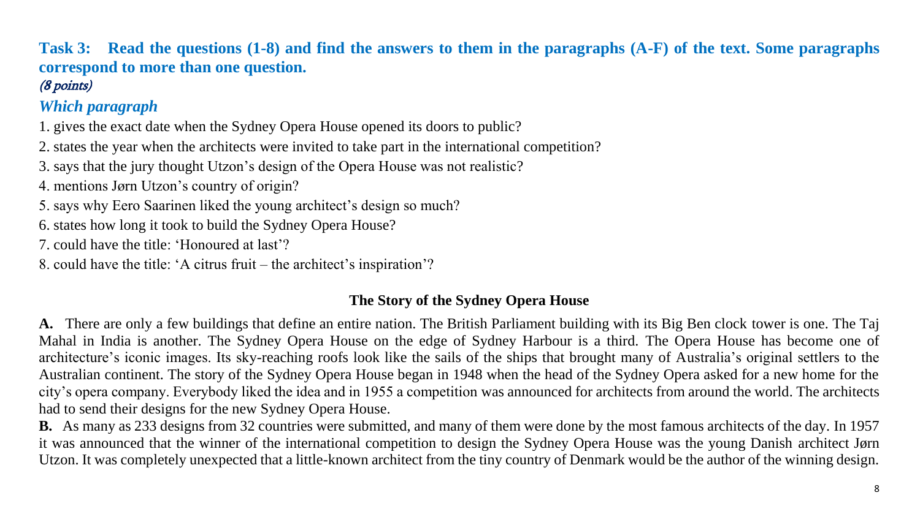## Task 3: Read the questions (1-8) and find the answers to them in the paragraphs (A-F) of the text. Some paragraphs correspond to more than one question.

*(8 points)*

### *Which paragraph*

1. gives the exact date when the Sydney Opera House opened its doors to public?
2. states the year when the architects were invited to take part in the international competition?
3. says that the jury thought Utzon's design of the Opera House was not realistic?
4. mentions Jørn Utzon's country of origin?
5. says why Eero Saarinen liked the young architect's design so much?
6. states how long it took to build the Sydney Opera House?
7. could have the title: 'Honoured at last'?
8. could have the title: 'A citrus fruit – the architect's inspiration'?

### The Story of the Sydney Opera House

**A.** There are only a few buildings that define an entire nation. The British Parliament building with its Big Ben clock tower is one. The Taj Mahal in India is another. The Sydney Opera House on the edge of Sydney Harbour is a third. The Opera House has become one of architecture's iconic images. Its sky-reaching roofs look like the sails of the ships that brought many of Australia's original settlers to the Australian continent. The story of the Sydney Opera House began in 1948 when the head of the Sydney Opera asked for a new home for the city's opera company. Everybody liked the idea and in 1955 a competition was announced for architects from around the world. The architects had to send their designs for the new Sydney Opera House.

**B.** As many as 233 designs from 32 countries were submitted, and many of them were done by the most famous architects of the day. In 1957 it was announced that the winner of the international competition to design the Sydney Opera House was the young Danish architect Jørn Utzon. It was completely unexpected that a little-known architect from the tiny country of Denmark would be the author of the winning design.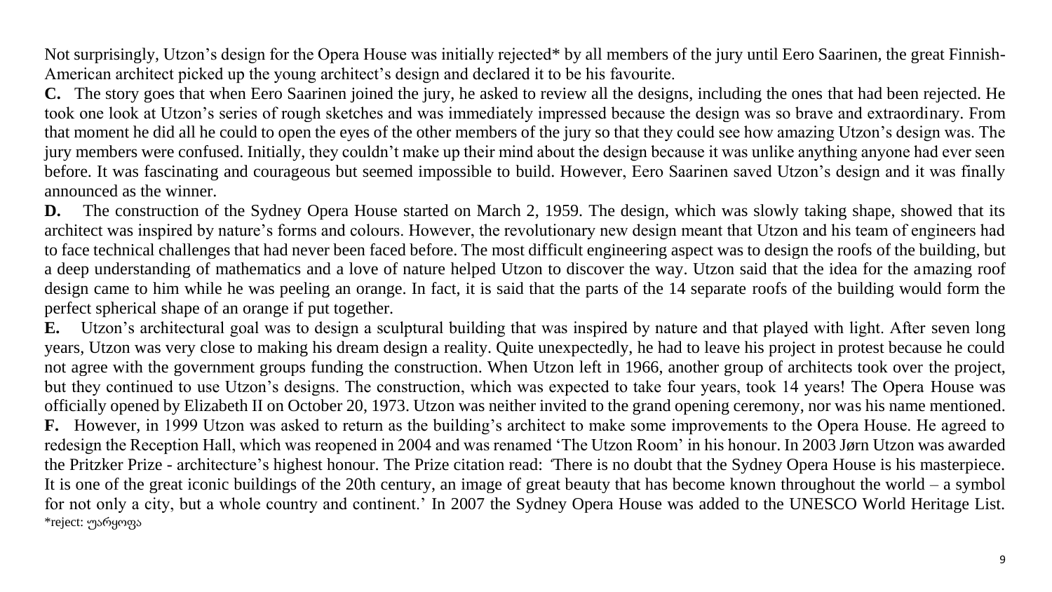Not surprisingly, Utzon's design for the Opera House was initially rejected* by all members of the jury until Eero Saarinen, the great Finnish-American architect picked up the young architect's design and declared it to be his favourite.

**C.** The story goes that when Eero Saarinen joined the jury, he asked to review all the designs, including the ones that had been rejected. He took one look at Utzon's series of rough sketches and was immediately impressed because the design was so brave and extraordinary. From that moment he did all he could to open the eyes of the other members of the jury so that they could see how amazing Utzon's design was. The jury members were confused. Initially, they couldn't make up their mind about the design because it was unlike anything anyone had ever seen before. It was fascinating and courageous but seemed impossible to build. However, Eero Saarinen saved Utzon's design and it was finally announced as the winner.

**D.** The construction of the Sydney Opera House started on March 2, 1959. The design, which was slowly taking shape, showed that its architect was inspired by nature's forms and colours. However, the revolutionary new design meant that Utzon and his team of engineers had to face technical challenges that had never been faced before. The most difficult engineering aspect was to design the roofs of the building, but a deep understanding of mathematics and a love of nature helped Utzon to discover the way. Utzon said that the idea for the amazing roof design came to him while he was peeling an orange. In fact, it is said that the parts of the 14 separate roofs of the building would form the perfect spherical shape of an orange if put together.

**E.** Utzon's architectural goal was to design a sculptural building that was inspired by nature and that played with light. After seven long years, Utzon was very close to making his dream design a reality. Quite unexpectedly, he had to leave his project in protest because he could not agree with the government groups funding the construction. When Utzon left in 1966, another group of architects took over the project, but they continued to use Utzon's designs. The construction, which was expected to take four years, took 14 years! The Opera House was officially opened by Elizabeth II on October 20, 1973. Utzon was neither invited to the grand opening ceremony, nor was his name mentioned.

**F.** However, in 1999 Utzon was asked to return as the building's architect to make some improvements to the Opera House. He agreed to redesign the Reception Hall, which was reopened in 2004 and was renamed 'The Utzon Room' in his honour. In 2003 Jørn Utzon was awarded the Pritzker Prize - architecture's highest honour. The Prize citation read: 'There is no doubt that the Sydney Opera House is his masterpiece. It is one of the great iconic buildings of the 20th century, an image of great beauty that has become known throughout the world – a symbol for not only a city, but a whole country and continent.' In 2007 the Sydney Opera House was added to the UNESCO World Heritage List.

*reject: უარყოფა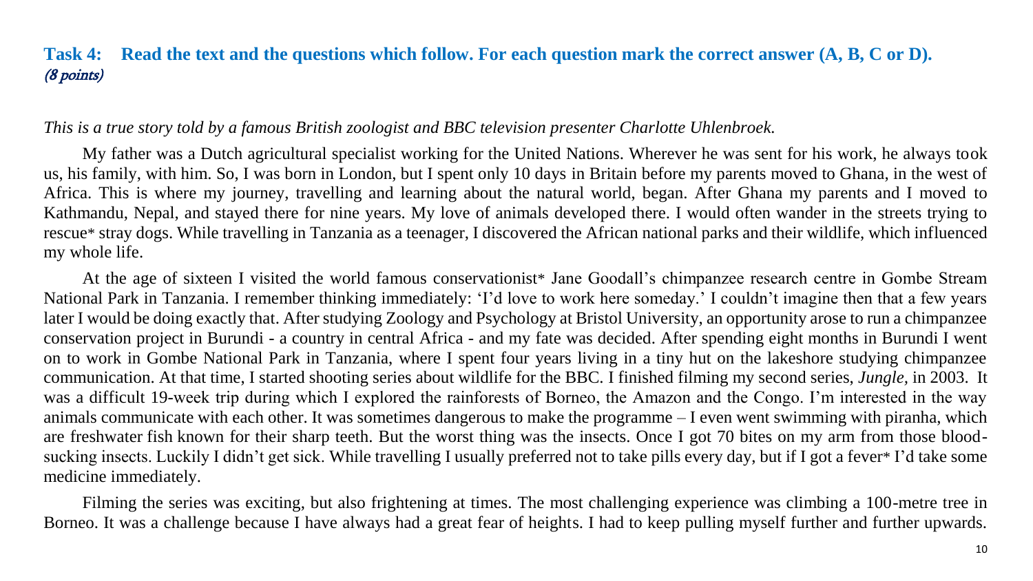### Task 4: Read the text and the questions which follow. For each question mark the correct answer (A, B, C or D). *(8 points)*

*This is a true story told by a famous British zoologist and BBC television presenter Charlotte Uhlenbroek.*

My father was a Dutch agricultural specialist working for the United Nations. Wherever he was sent for his work, he always took us, his family, with him. So, I was born in London, but I spent only 10 days in Britain before my parents moved to Ghana, in the west of Africa. This is where my journey, travelling and learning about the natural world, began. After Ghana my parents and I moved to Kathmandu, Nepal, and stayed there for nine years. My love of animals developed there. I would often wander in the streets trying to rescue* stray dogs. While travelling in Tanzania as a teenager, I discovered the African national parks and their wildlife, which influenced my whole life.

At the age of sixteen I visited the world famous conservationist* Jane Goodall's chimpanzee research centre in Gombe Stream National Park in Tanzania. I remember thinking immediately: 'I'd love to work here someday.' I couldn't imagine then that a few years later I would be doing exactly that. After studying Zoology and Psychology at Bristol University, an opportunity arose to run a chimpanzee conservation project in Burundi - a country in central Africa - and my fate was decided. After spending eight months in Burundi I went on to work in Gombe National Park in Tanzania, where I spent four years living in a tiny hut on the lakeshore studying chimpanzee communication. At that time, I started shooting series about wildlife for the BBC. I finished filming my second series, *Jungle*, in 2003. It was a difficult 19-week trip during which I explored the rainforests of Borneo, the Amazon and the Congo. I'm interested in the way animals communicate with each other. It was sometimes dangerous to make the programme – I even went swimming with piranha, which are freshwater fish known for their sharp teeth. But the worst thing was the insects. Once I got 70 bites on my arm from those blood-sucking insects. Luckily I didn't get sick. While travelling I usually preferred not to take pills every day, but if I got a fever* I'd take some medicine immediately.

Filming the series was exciting, but also frightening at times. The most challenging experience was climbing a 100-metre tree in Borneo. It was a challenge because I have always had a great fear of heights. I had to keep pulling myself further and further upwards.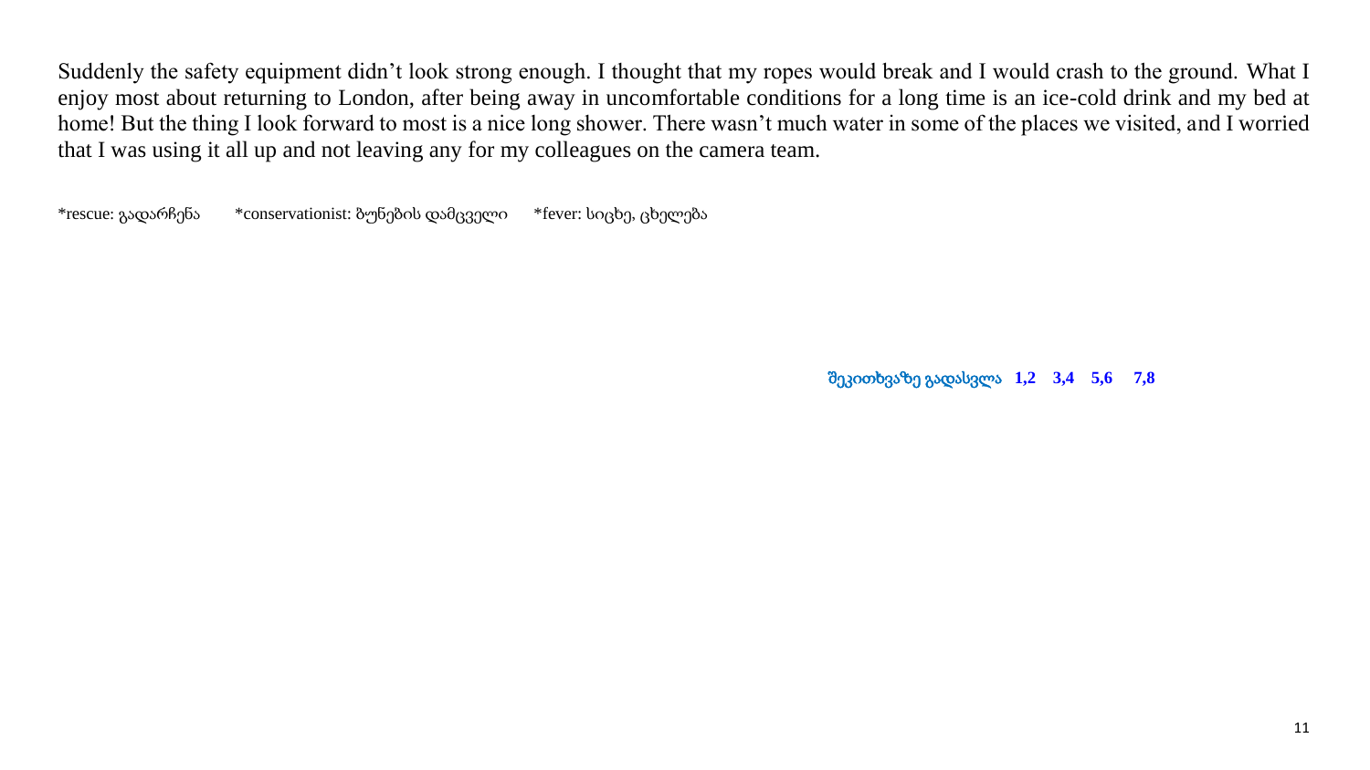Suddenly the safety equipment didn’t look strong enough. I thought that my ropes would break and I would crash to the ground. What I enjoy most about returning to London, after being away in uncomfortable conditions for a long time is an ice-cold drink and my bed at home! But the thing I look forward to most is a nice long shower. There wasn’t much water in some of the places we visited, and I worried that I was using it all up and not leaving any for my colleagues on the camera team.

*rescue: გადარჩენა *conservationist: ბუნების დამცველი *fever: სიცხე, ცხელება

**შეკითხვაზე გადასვლა 1,2 3,4 5,6 7,8**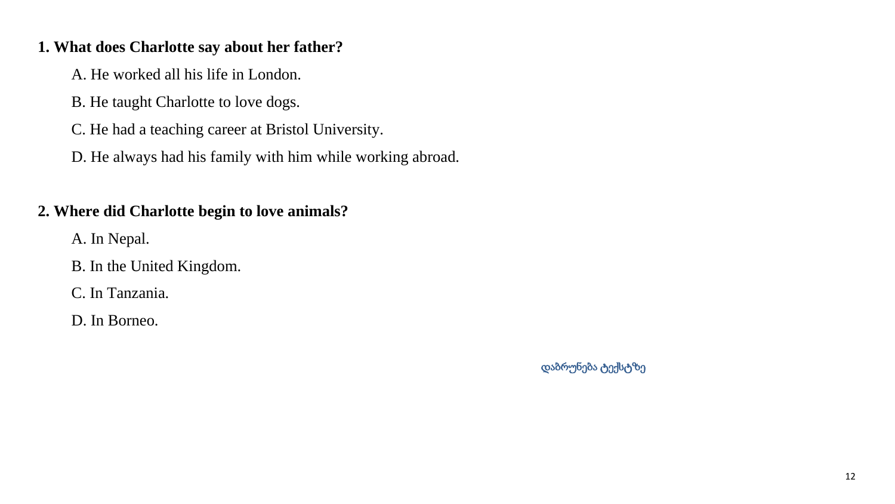**1. What does Charlotte say about her father?**

A. He worked all his life in London.

B. He taught Charlotte to love dogs.

C. He had a teaching career at Bristol University.

D. He always had his family with him while working abroad.

**2. Where did Charlotte begin to love animals?**

A. In Nepal.

B. In the United Kingdom.

C. In Tanzania.

D. In Borneo.

დაბრუნება ტექსტზე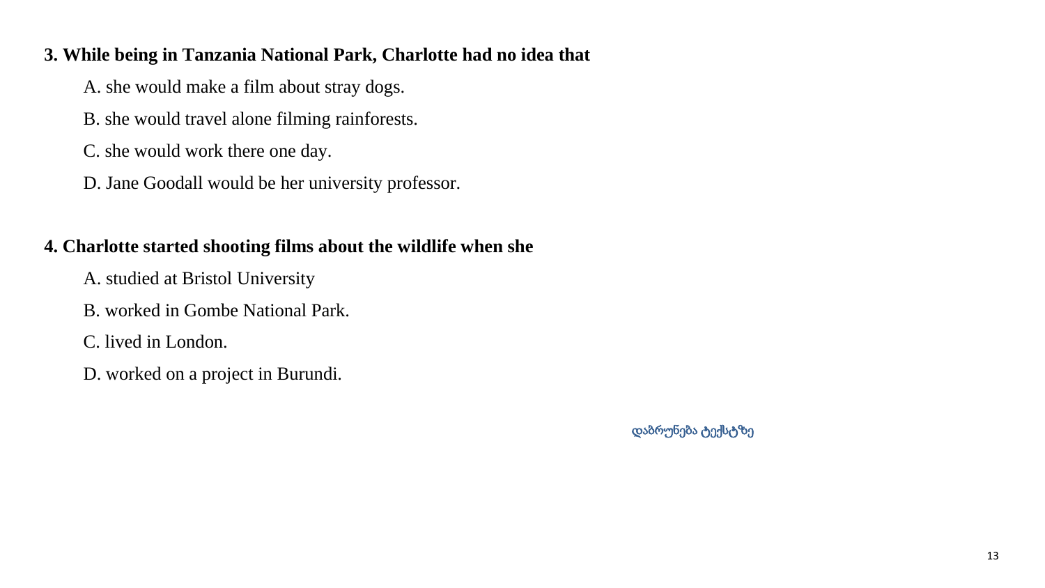**3. While being in Tanzania National Park, Charlotte had no idea that**

A. she would make a film about stray dogs.

B. she would travel alone filming rainforests.

C. she would work there one day.

D. Jane Goodall would be her university professor.

**4. Charlotte started shooting films about the wildlife when she**

A. studied at Bristol University

B. worked in Gombe National Park.

C. lived in London.

D. worked on a project in Burundi.

დაბრუნება ტექსტზე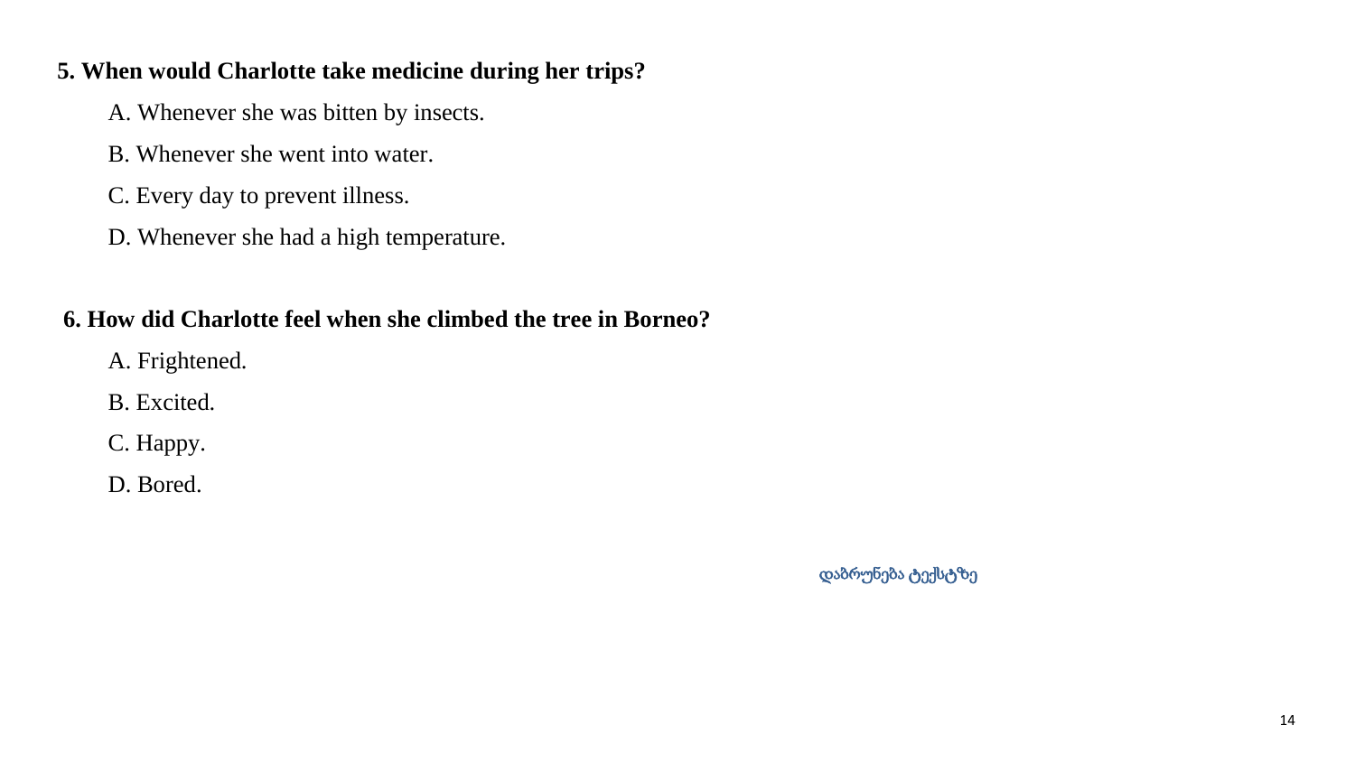**5. When would Charlotte take medicine during her trips?**

A. Whenever she was bitten by insects.

B. Whenever she went into water.

C. Every day to prevent illness.

D. Whenever she had a high temperature.

**6. How did Charlotte feel when she climbed the tree in Borneo?**

A. Frightened.

B. Excited.

C. Happy.

D. Bored.

დაბრუნება ტექსტზე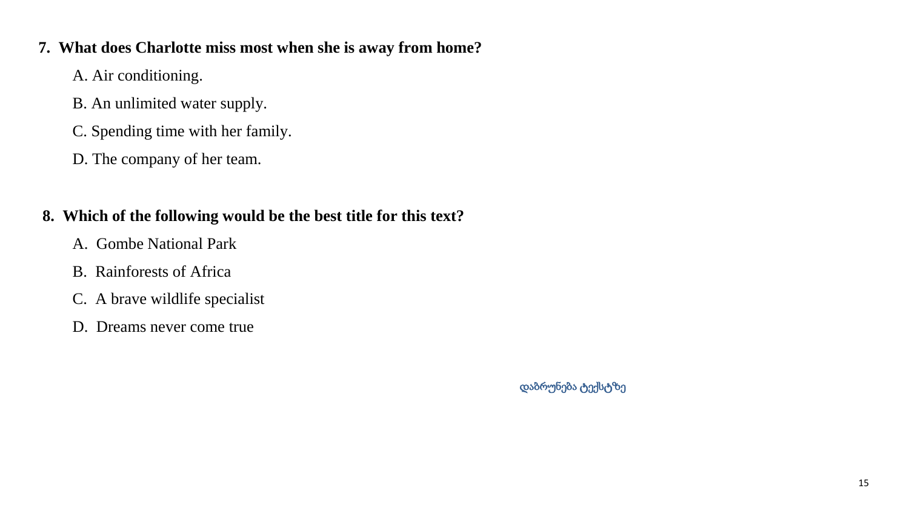**7. What does Charlotte miss most when she is away from home?**

A. Air conditioning.

B. An unlimited water supply.

C. Spending time with her family.

D. The company of her team.

**8. Which of the following would be the best title for this text?**

A. Gombe National Park

B. Rainforests of Africa

C. A brave wildlife specialist

D. Dreams never come true

დაბრუნება ტექსტზე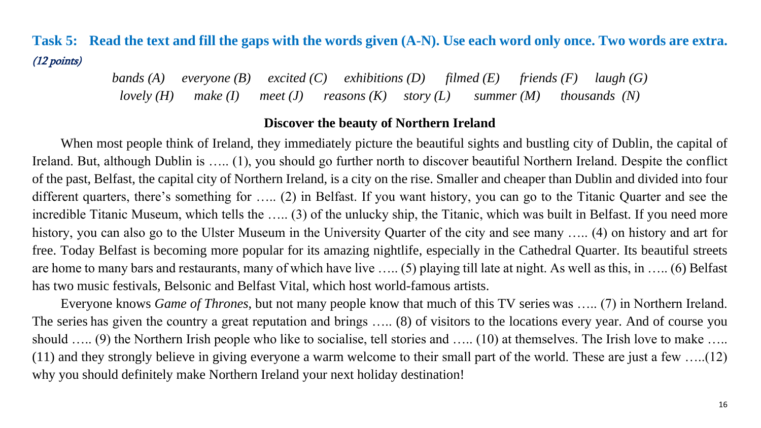**Task 5: Read the text and fill the gaps with the words given (A-N). Use each word only once. Two words are extra.** *(12 points)*

*bands (A) everyone (B) excited (C) exhibitions (D) filmed (E) friends (F) laugh (G)*
*lovely (H) make (I) meet (J) reasons (K) story (L) summer (M) thousands (N)*

**Discover the beauty of Northern Ireland**

When most people think of Ireland, they immediately picture the beautiful sights and bustling city of Dublin, the capital of Ireland. But, although Dublin is ….. (1), you should go further north to discover beautiful Northern Ireland. Despite the conflict of the past, Belfast, the capital city of Northern Ireland, is a city on the rise. Smaller and cheaper than Dublin and divided into four different quarters, there's something for ….. (2) in Belfast. If you want history, you can go to the Titanic Quarter and see the incredible Titanic Museum, which tells the ….. (3) of the unlucky ship, the Titanic, which was built in Belfast. If you need more history, you can also go to the Ulster Museum in the University Quarter of the city and see many ….. (4) on history and art for free. Today Belfast is becoming more popular for its amazing nightlife, especially in the Cathedral Quarter. Its beautiful streets are home to many bars and restaurants, many of which have live ….. (5) playing till late at night. As well as this, in ….. (6) Belfast has two music festivals, Belsonic and Belfast Vital, which host world-famous artists.

Everyone knows *Game of Thrones*, but not many people know that much of this TV series was ….. (7) in Northern Ireland. The series has given the country a great reputation and brings ….. (8) of visitors to the locations every year. And of course you should ….. (9) the Northern Irish people who like to socialise, tell stories and ….. (10) at themselves. The Irish love to make ….. (11) and they strongly believe in giving everyone a warm welcome to their small part of the world. These are just a few …..(12) why you should definitely make Northern Ireland your next holiday destination!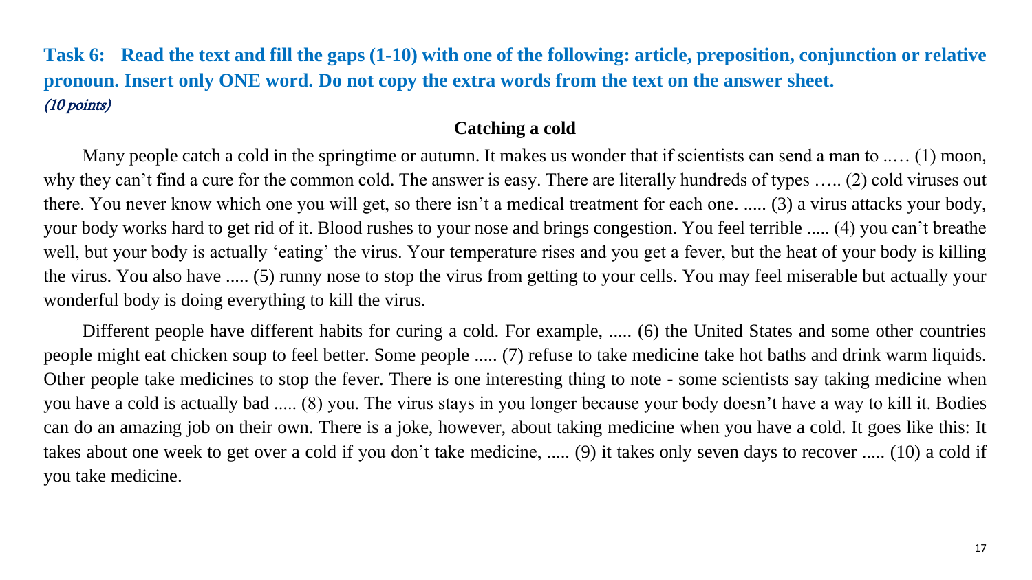**Task 6: Read the text and fill the gaps (1-10) with one of the following: article, preposition, conjunction or relative pronoun. Insert only ONE word. Do not copy the extra words from the text on the answer sheet.**
*(10 points)*

## Catching a cold

Many people catch a cold in the springtime or autumn. It makes us wonder that if scientists can send a man to ..… (1) moon, why they can't find a cure for the common cold. The answer is easy. There are literally hundreds of types ….. (2) cold viruses out there. You never know which one you will get, so there isn't a medical treatment for each one. ..... (3) a virus attacks your body, your body works hard to get rid of it. Blood rushes to your nose and brings congestion. You feel terrible ..... (4) you can't breathe well, but your body is actually 'eating' the virus. Your temperature rises and you get a fever, but the heat of your body is killing the virus. You also have ..... (5) runny nose to stop the virus from getting to your cells. You may feel miserable but actually your wonderful body is doing everything to kill the virus.

Different people have different habits for curing a cold. For example, ..... (6) the United States and some other countries people might eat chicken soup to feel better. Some people ..... (7) refuse to take medicine take hot baths and drink warm liquids. Other people take medicines to stop the fever. There is one interesting thing to note - some scientists say taking medicine when you have a cold is actually bad ..... (8) you. The virus stays in you longer because your body doesn't have a way to kill it. Bodies can do an amazing job on their own. There is a joke, however, about taking medicine when you have a cold. It goes like this: It takes about one week to get over a cold if you don't take medicine, ..... (9) it takes only seven days to recover ..... (10) a cold if you take medicine.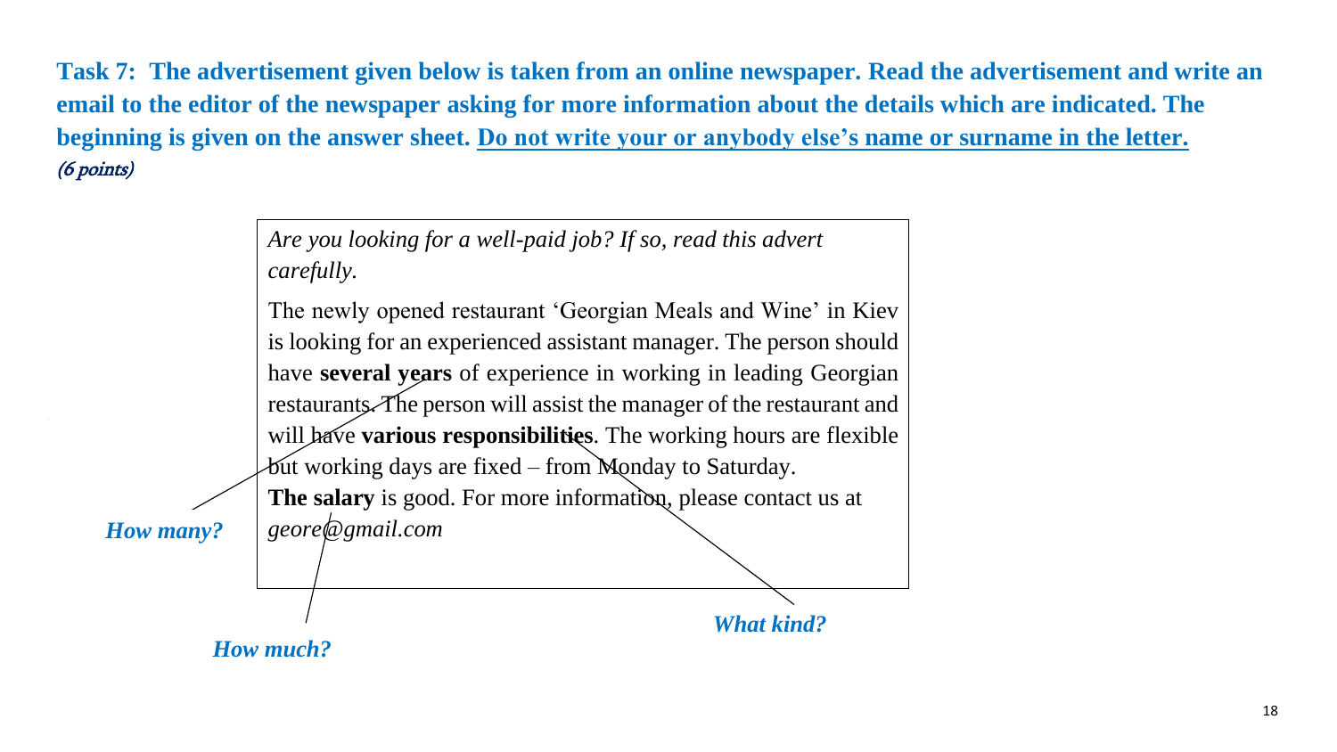**Task 7: The advertisement given below is taken from an online newspaper. Read the advertisement and write an email to the editor of the newspaper asking for more information about the details which are indicated. The beginning is given on the answer sheet. <u>Do not write your or anybody else's name or surname in the letter.</u>**
*(6 points)*

> *Are you looking for a well-paid job? If so, read this advert carefully.*
>
> The newly opened restaurant 'Georgian Meals and Wine' in Kiev is looking for an experienced assistant manager. The person should have **several years** of experience in working in leading Georgian restaurants. The person will assist the manager of the restaurant and will have **various responsibilities**. The working hours are flexible but working days are fixed – from Monday to Saturday.
> **The salary** is good. For more information, please contact us at *geore@gmail.com*

***How many?*** (several years)

***What kind?*** (various responsibilities)

***How much?*** (the salary)

18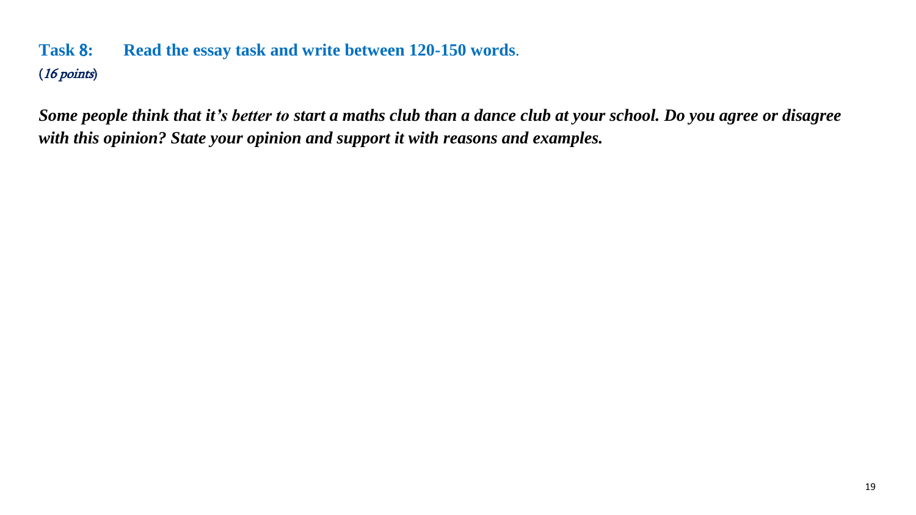**Task 8:	Read the essay task and write between 120-150 words.**
(*16 points*)

***Some people think that it's better to start a maths club than a dance club at your school. Do you agree or disagree with this opinion? State your opinion and support it with reasons and examples.***